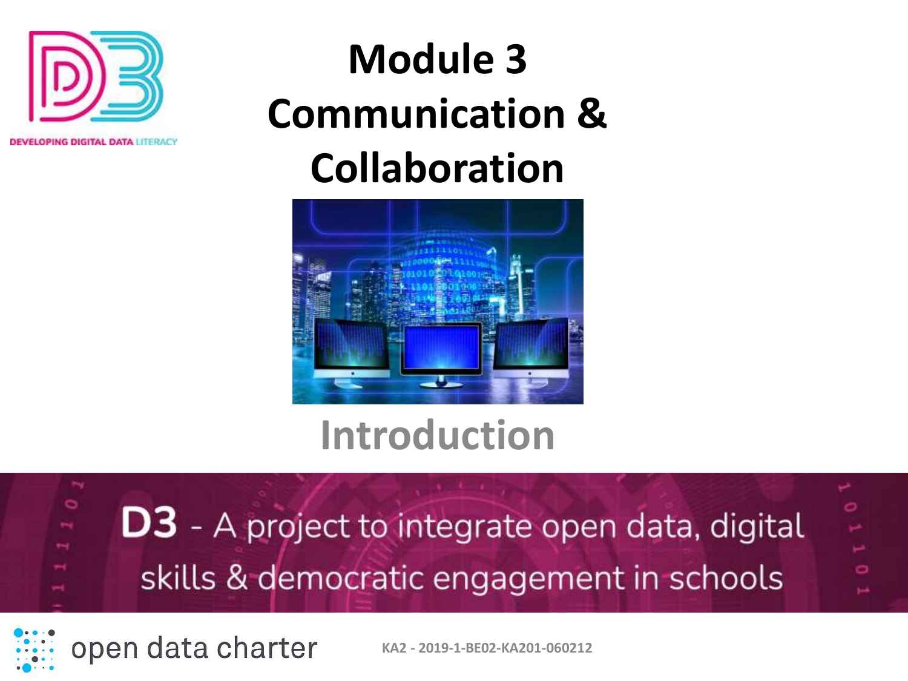DEVELOPING DIGITAL DATA LITERACY

# Module 3
# Communication & Collaboration

## Introduction

**D3** - A project to integrate open data, digital skills & democratic engagement in schools

open data charter

**KA2 - 2019-1-BE02-KA201-060212**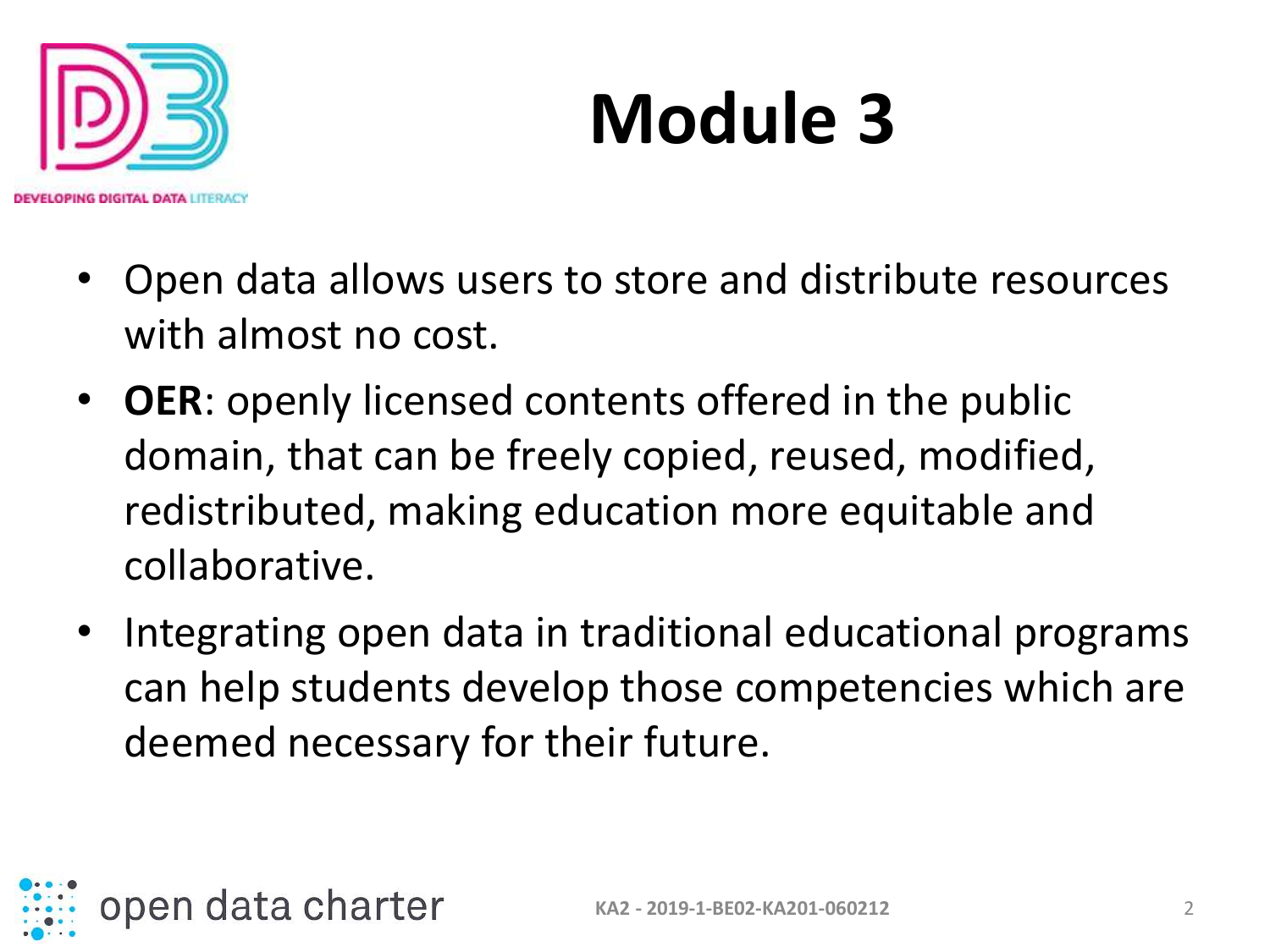# Module 3

- Open data allows users to store and distribute resources with almost no cost.
- **OER**: openly licensed contents offered in the public domain, that can be freely copied, reused, modified, redistributed, making education more equitable and collaborative.
- Integrating open data in traditional educational programs can help students develop those competencies which are deemed necessary for their future.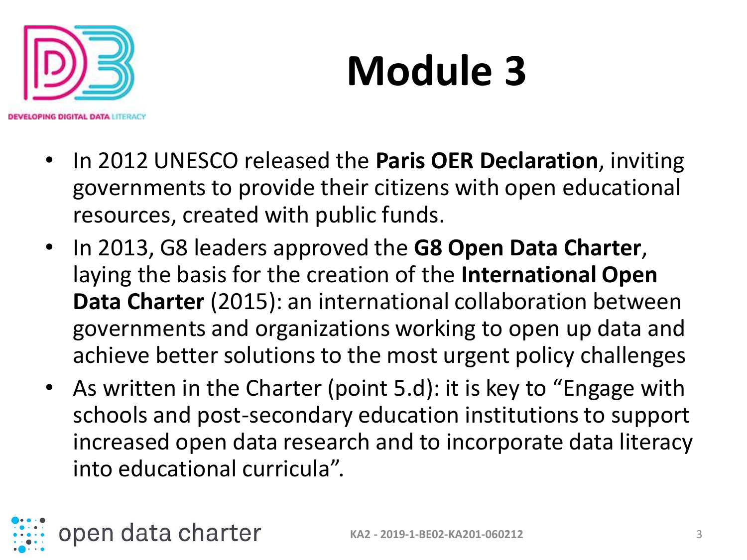# Module 3

- In 2012 UNESCO released the **Paris OER Declaration**, inviting governments to provide their citizens with open educational resources, created with public funds.
- In 2013, G8 leaders approved the **G8 Open Data Charter**, laying the basis for the creation of the **International Open Data Charter** (2015): an international collaboration between governments and organizations working to open up data and achieve better solutions to the most urgent policy challenges
- As written in the Charter (point 5.d): it is key to "Engage with schools and post-secondary education institutions to support increased open data research and to incorporate data literacy into educational curricula".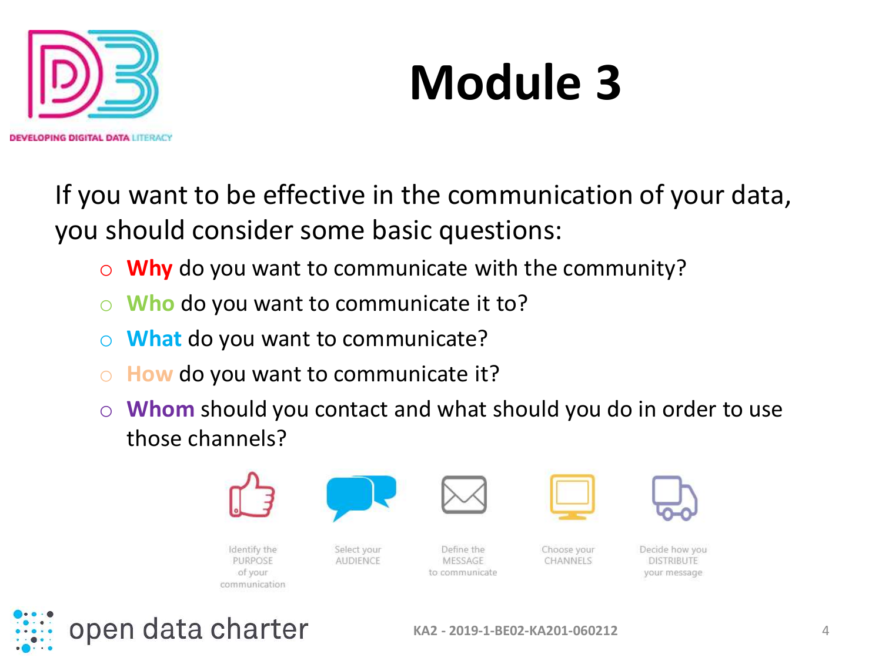# Module 3

If you want to be effective in the communication of your data, you should consider some basic questions:

- **Why** do you want to communicate with the community?
- **Who** do you want to communicate it to?
- **What** do you want to communicate?
- **How** do you want to communicate it?
- **Whom** should you contact and what should you do in order to use those channels?

Identify the PURPOSE of your communication

Select your AUDIENCE

Define the MESSAGE to communicate

Choose your CHANNELS

Decide how you DISTRIBUTE your message

KA2 - 2019-1-BE02-KA201-060212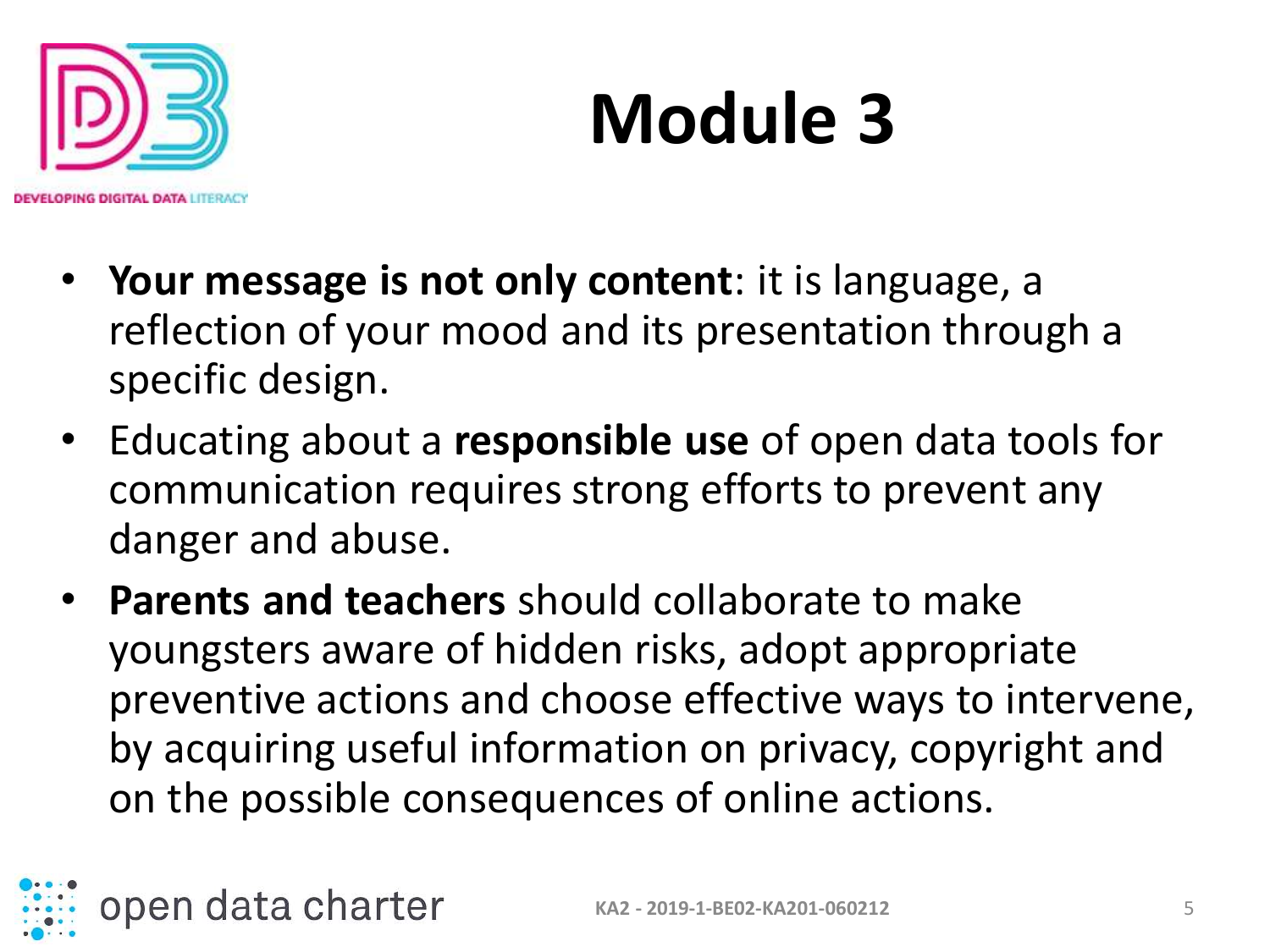# Module 3

- **Your message is not only content**: it is language, a reflection of your mood and its presentation through a specific design.
- Educating about a **responsible use** of open data tools for communication requires strong efforts to prevent any danger and abuse.
- **Parents and teachers** should collaborate to make youngsters aware of hidden risks, adopt appropriate preventive actions and choose effective ways to intervene, by acquiring useful information on privacy, copyright and on the possible consequences of online actions.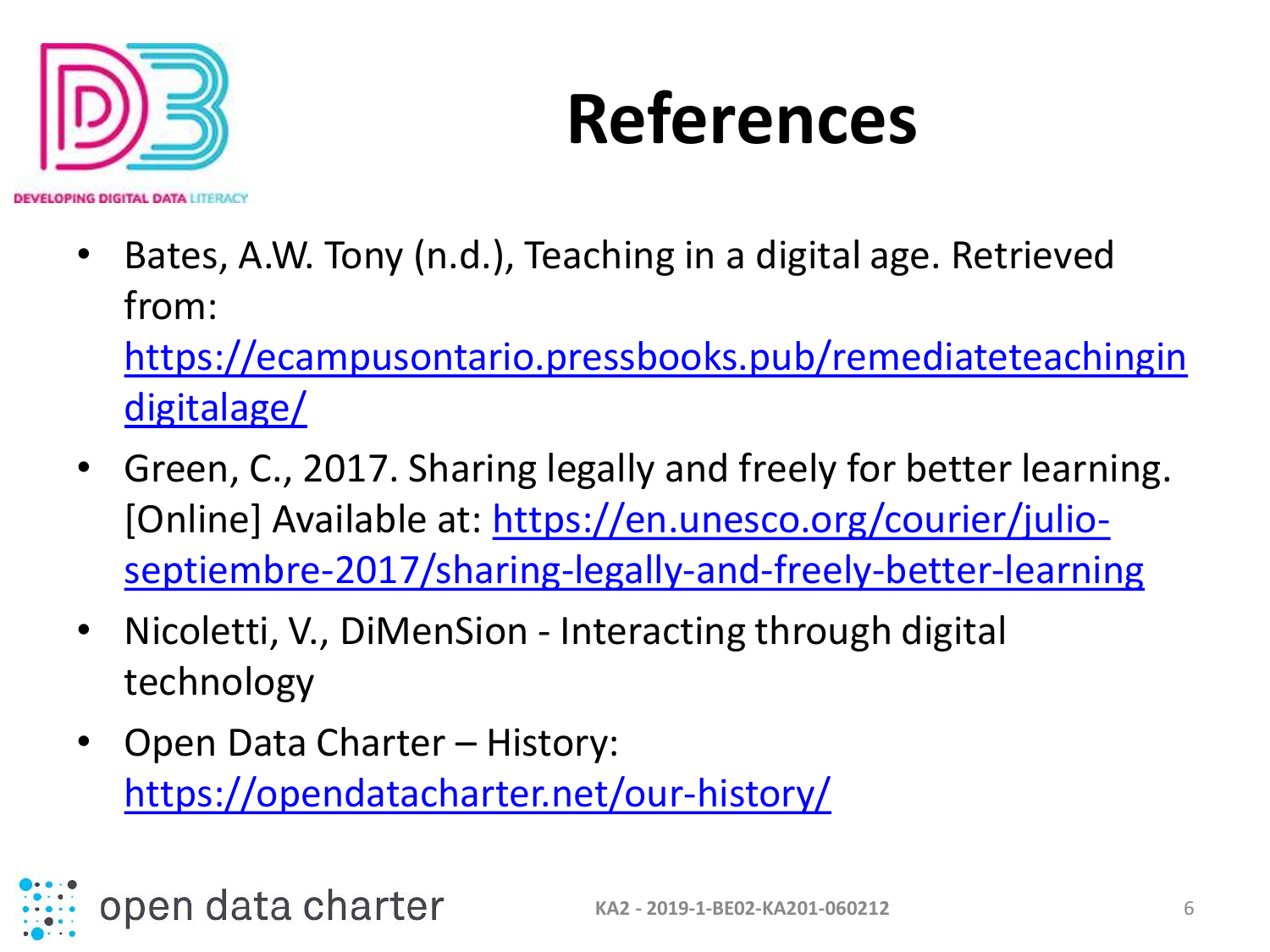# References

- Bates, A.W. Tony (n.d.), Teaching in a digital age. Retrieved from: https://ecampusontario.pressbooks.pub/remediateteachingindigitalage/
- Green, C., 2017. Sharing legally and freely for better learning. [Online] Available at: https://en.unesco.org/courier/julio-septiembre-2017/sharing-legally-and-freely-better-learning
- Nicoletti, V., DiMenSion - Interacting through digital technology
- Open Data Charter – History: https://opendatacharter.net/our-history/